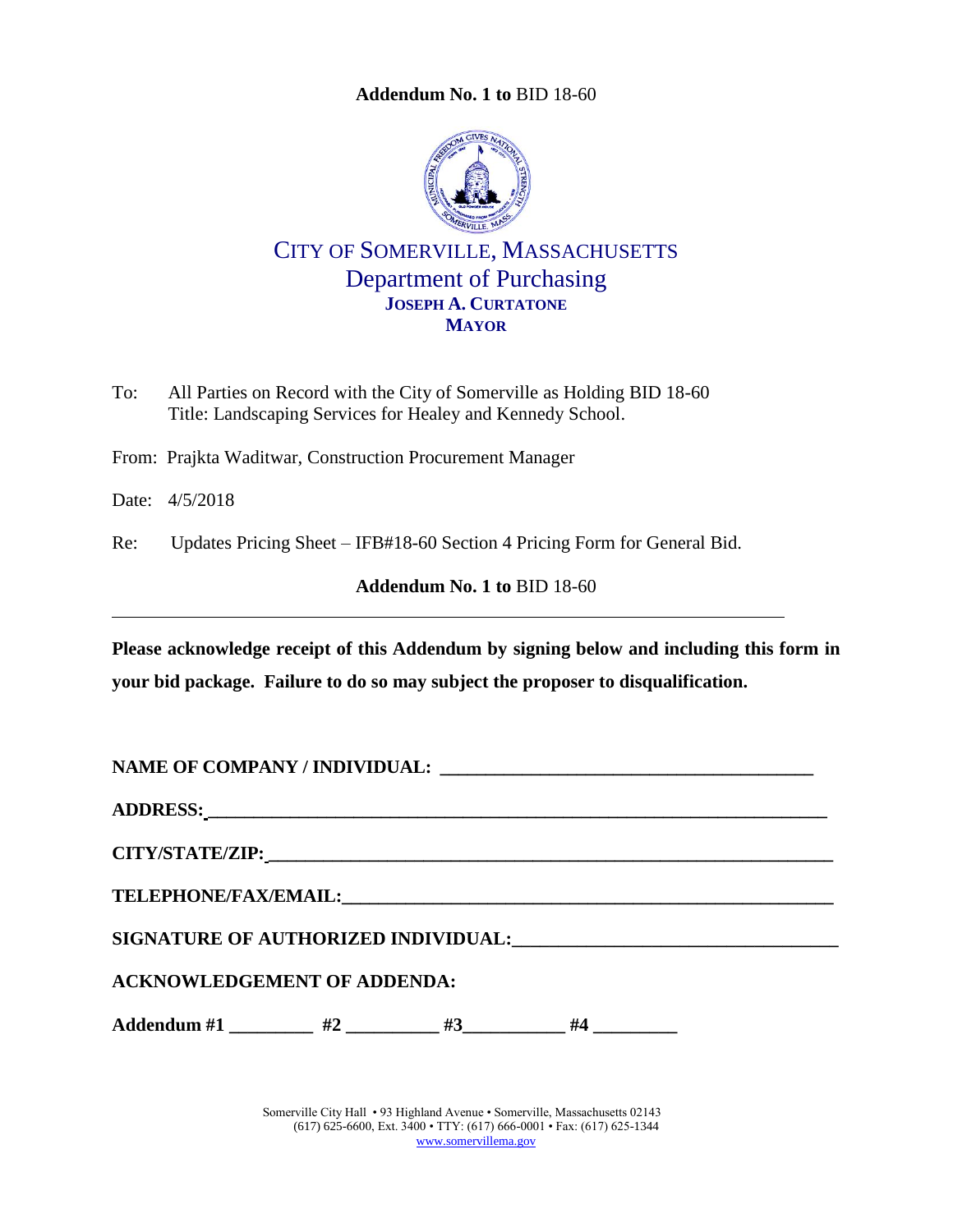**Addendum No. 1 to** BID 18-60

# CITY OF SOMERVILLE, MASSACHUSETTS
## Department of Purchasing
**JOSEPH A. CURTATONE**
**MAYOR**

To: All Parties on Record with the City of Somerville as Holding BID 18-60
Title: Landscaping Services for Healey and Kennedy School.

From: Prajkta Waditwar, Construction Procurement Manager

Date: 4/5/2018

Re: Updates Pricing Sheet – IFB#18-60 Section 4 Pricing Form for General Bid.

**Addendum No. 1 to** BID 18-60

---

**Please acknowledge receipt of this Addendum by signing below and including this form in your bid package. Failure to do so may subject the proposer to disqualification.**

**NAME OF COMPANY / INDIVIDUAL: \_\_\_\_\_\_\_\_\_\_\_\_\_\_\_\_\_\_\_\_\_\_\_\_\_\_\_\_\_\_\_\_\_\_\_\_\_\_\_\_**

**ADDRESS: \_\_\_\_\_\_\_\_\_\_\_\_\_\_\_\_\_\_\_\_\_\_\_\_\_\_\_\_\_\_\_\_\_\_\_\_\_\_\_\_\_\_\_\_\_\_\_\_\_\_\_\_\_\_\_\_\_\_\_\_\_\_\_\_**

**CITY/STATE/ZIP: \_\_\_\_\_\_\_\_\_\_\_\_\_\_\_\_\_\_\_\_\_\_\_\_\_\_\_\_\_\_\_\_\_\_\_\_\_\_\_\_\_\_\_\_\_\_\_\_\_\_\_\_\_\_\_\_\_\_\_\_**

**TELEPHONE/FAX/EMAIL: \_\_\_\_\_\_\_\_\_\_\_\_\_\_\_\_\_\_\_\_\_\_\_\_\_\_\_\_\_\_\_\_\_\_\_\_\_\_\_\_\_\_\_\_\_\_\_\_\_\_\_\_**

**SIGNATURE OF AUTHORIZED INDIVIDUAL: \_\_\_\_\_\_\_\_\_\_\_\_\_\_\_\_\_\_\_\_\_\_\_\_\_\_\_\_\_\_\_\_\_\_**

**ACKNOWLEDGEMENT OF ADDENDA:**

**Addendum #1 \_\_\_\_\_\_\_\_\_ #2 \_\_\_\_\_\_\_\_\_\_ #3 \_\_\_\_\_\_\_\_\_\_\_ #4 \_\_\_\_\_\_\_\_\_**

Somerville City Hall • 93 Highland Avenue • Somerville, Massachusetts 02143
(617) 625-6600, Ext. 3400 • TTY: (617) 666-0001 • Fax: (617) 625-1344
www.somervillema.gov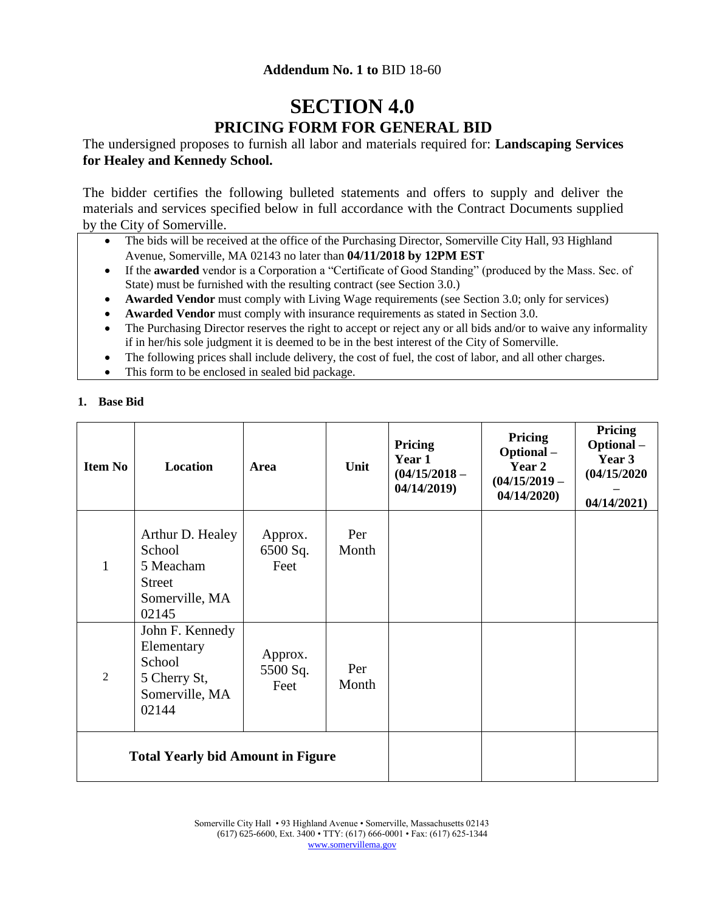**Addendum No. 1 to** BID 18-60

# SECTION 4.0

## PRICING FORM FOR GENERAL BID

The undersigned proposes to furnish all labor and materials required for: **Landscaping Services for Healey and Kennedy School.**

The bidder certifies the following bulleted statements and offers to supply and deliver the materials and services specified below in full accordance with the Contract Documents supplied by the City of Somerville.

- The bids will be received at the office of the Purchasing Director, Somerville City Hall, 93 Highland Avenue, Somerville, MA 02143 no later than **04/11/2018 by 12PM EST**
- If the **awarded** vendor is a Corporation a "Certificate of Good Standing" (produced by the Mass. Sec. of State) must be furnished with the resulting contract (see Section 3.0.)
- **Awarded Vendor** must comply with Living Wage requirements (see Section 3.0; only for services)
- **Awarded Vendor** must comply with insurance requirements as stated in Section 3.0.
- The Purchasing Director reserves the right to accept or reject any or all bids and/or to waive any informality if in her/his sole judgment it is deemed to be in the best interest of the City of Somerville.
- The following prices shall include delivery, the cost of fuel, the cost of labor, and all other charges.
- This form to be enclosed in sealed bid package.

**1. Base Bid**

| Item No | Location | Area | Unit | Pricing Year 1 (04/15/2018 – 04/14/2019) | Pricing Optional – Year 2 (04/15/2019 – 04/14/2020) | Pricing Optional – Year 3 (04/15/2020 – 04/14/2021) |
|---|---|---|---|---|---|---|
| 1 | Arthur D. Healey School 5 Meacham Street Somerville, MA 02145 | Approx. 6500 Sq. Feet | Per Month | | | |
| 2 | John F. Kennedy Elementary School 5 Cherry St, Somerville, MA 02144 | Approx. 5500 Sq. Feet | Per Month | | | |
| **Total Yearly bid Amount in Figure** | | | | | | |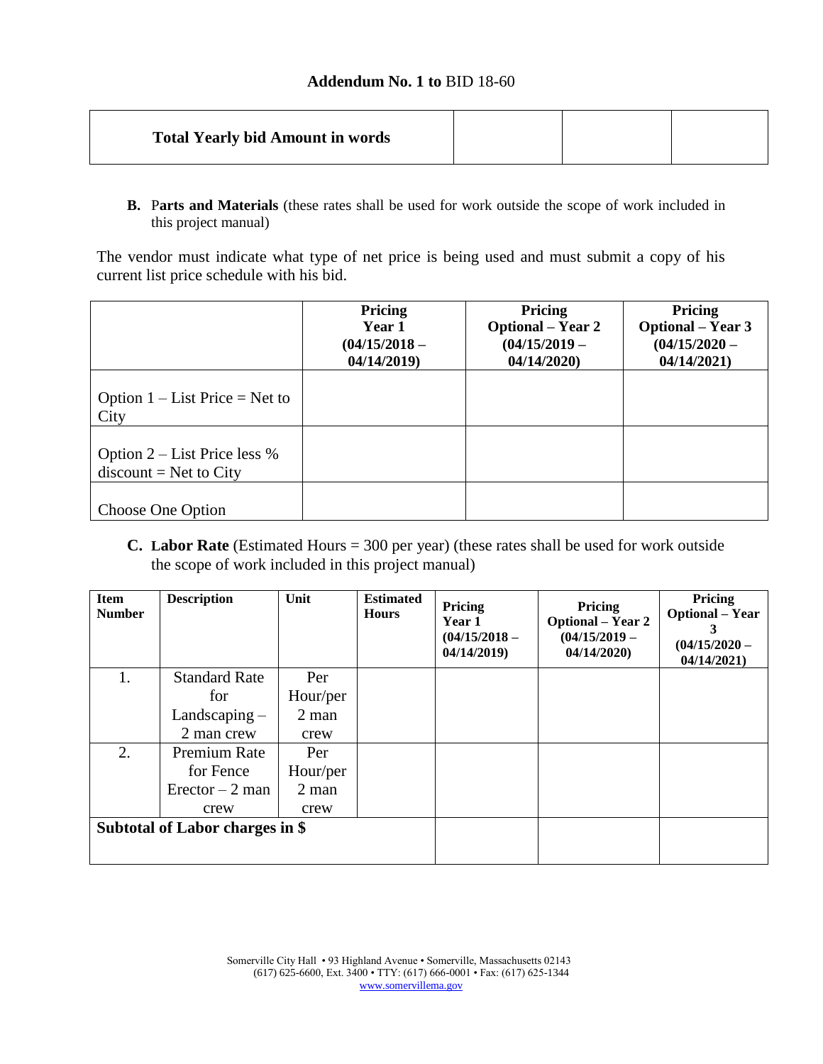## Addendum No. 1 to BID 18-60

| Total Yearly bid Amount in words | | | |
|---|---|---|---|

**B. Parts and Materials** (these rates shall be used for work outside the scope of work included in this project manual)

The vendor must indicate what type of net price is being used and must submit a copy of his current list price schedule with his bid.

| | **Pricing Year 1 (04/15/2018 – 04/14/2019)** | **Pricing Optional – Year 2 (04/15/2019 – 04/14/2020)** | **Pricing Optional – Year 3 (04/15/2020 – 04/14/2021)** |
|---|---|---|---|
| Option 1 – List Price = Net to City | | | |
| Option 2 – List Price less % discount = Net to City | | | |
| Choose One Option | | | |

**C. Labor Rate** (Estimated Hours = 300 per year) (these rates shall be used for work outside the scope of work included in this project manual)

| **Item Number** | **Description** | **Unit** | **Estimated Hours** | **Pricing Year 1 (04/15/2018 – 04/14/2019)** | **Pricing Optional – Year 2 (04/15/2019 – 04/14/2020)** | **Pricing Optional – Year 3 (04/15/2020 – 04/14/2021)** |
|---|---|---|---|---|---|---|
| 1. | Standard Rate for Landscaping – 2 man crew | Per Hour/per 2 man crew | | | | |
| 2. | Premium Rate for Fence Erector – 2 man crew | Per Hour/per 2 man crew | | | | |
| **Subtotal of Labor charges in $** | | | | | | |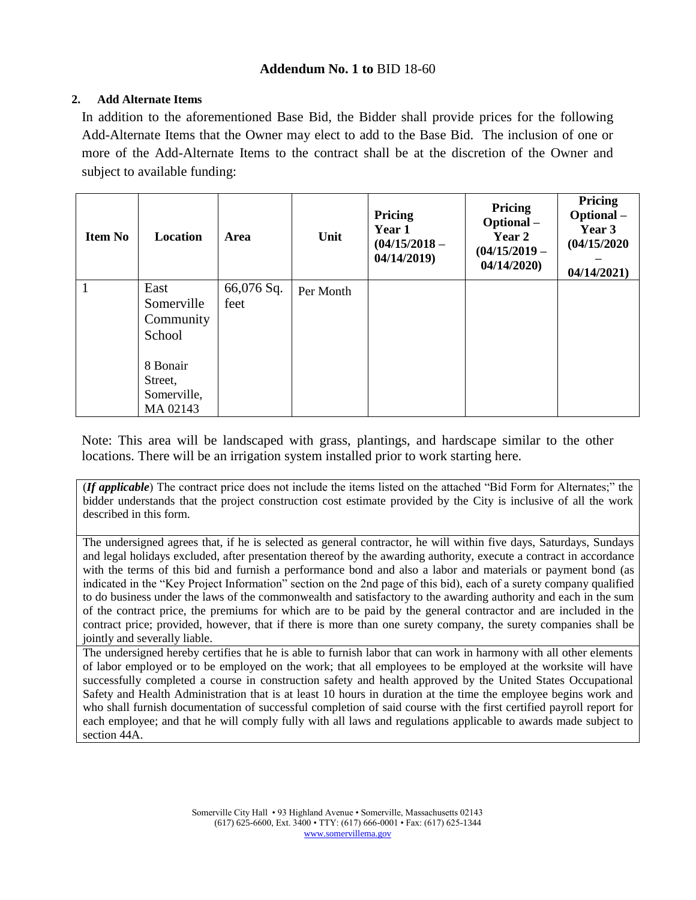**Addendum No. 1 to** BID 18-60

**2. Add Alternate Items**

In addition to the aforementioned Base Bid, the Bidder shall provide prices for the following Add-Alternate Items that the Owner may elect to add to the Base Bid. The inclusion of one or more of the Add-Alternate Items to the contract shall be at the discretion of the Owner and subject to available funding:

| Item No | Location | Area | Unit | Pricing Year 1 (04/15/2018 – 04/14/2019) | Pricing Optional – Year 2 (04/15/2019 – 04/14/2020) | Pricing Optional – Year 3 (04/15/2020 – 04/14/2021) |
|---|---|---|---|---|---|---|
| 1 | East Somerville Community School<br><br>8 Bonair Street, Somerville, MA 02143 | 66,076 Sq. feet | Per Month | | | |

Note: This area will be landscaped with grass, plantings, and hardscape similar to the other locations. There will be an irrigation system installed prior to work starting here.

(***If applicable***) The contract price does not include the items listed on the attached "Bid Form for Alternates;" the bidder understands that the project construction cost estimate provided by the City is inclusive of all the work described in this form.

The undersigned agrees that, if he is selected as general contractor, he will within five days, Saturdays, Sundays and legal holidays excluded, after presentation thereof by the awarding authority, execute a contract in accordance with the terms of this bid and furnish a performance bond and also a labor and materials or payment bond (as indicated in the "Key Project Information" section on the 2nd page of this bid), each of a surety company qualified to do business under the laws of the commonwealth and satisfactory to the awarding authority and each in the sum of the contract price, the premiums for which are to be paid by the general contractor and are included in the contract price; provided, however, that if there is more than one surety company, the surety companies shall be jointly and severally liable.

The undersigned hereby certifies that he is able to furnish labor that can work in harmony with all other elements of labor employed or to be employed on the work; that all employees to be employed at the worksite will have successfully completed a course in construction safety and health approved by the United States Occupational Safety and Health Administration that is at least 10 hours in duration at the time the employee begins work and who shall furnish documentation of successful completion of said course with the first certified payroll report for each employee; and that he will comply fully with all laws and regulations applicable to awards made subject to section 44A.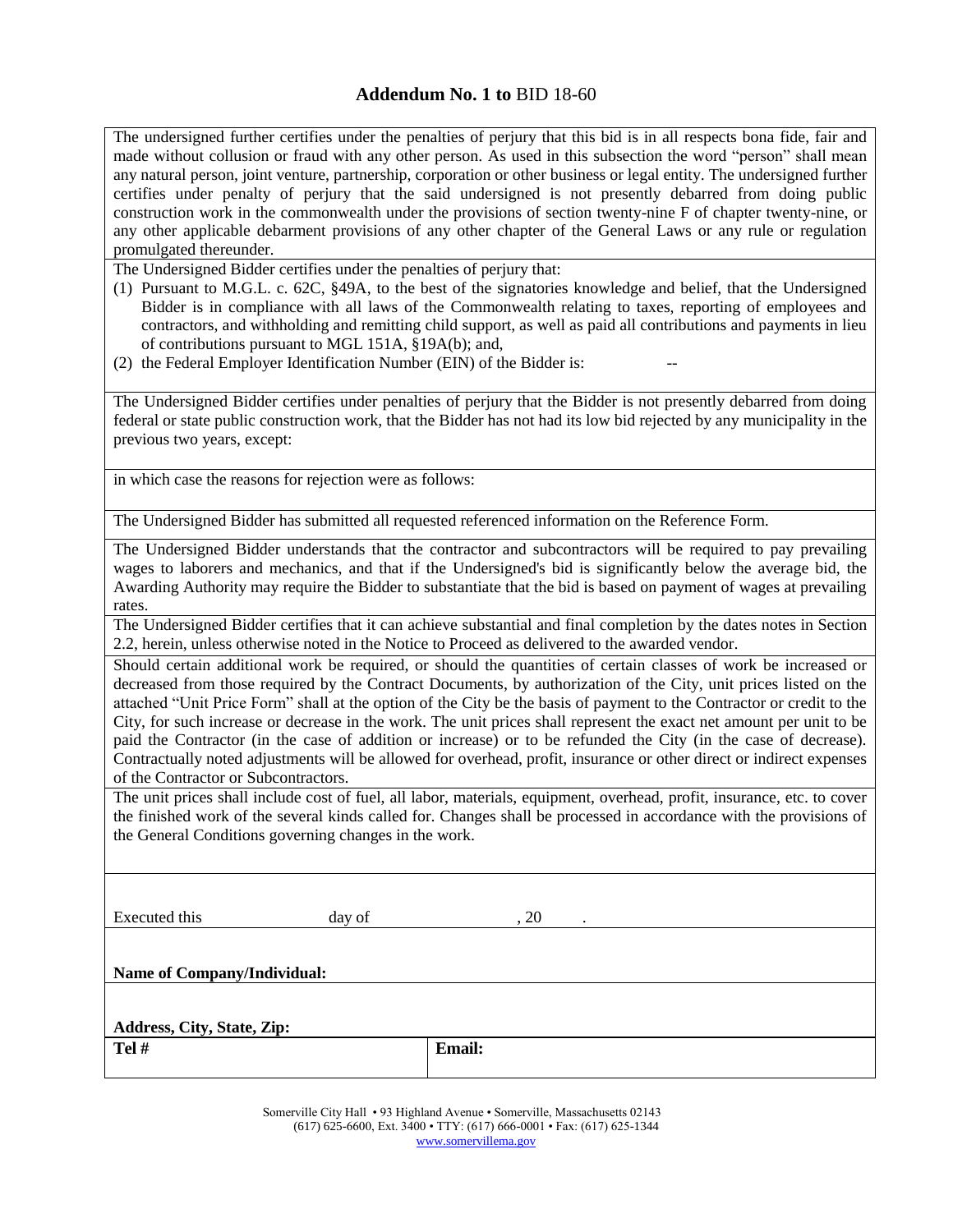## **Addendum No. 1 to** BID 18-60

The undersigned further certifies under the penalties of perjury that this bid is in all respects bona fide, fair and made without collusion or fraud with any other person. As used in this subsection the word "person" shall mean any natural person, joint venture, partnership, corporation or other business or legal entity. The undersigned further certifies under penalty of perjury that the said undersigned is not presently debarred from doing public construction work in the commonwealth under the provisions of section twenty-nine F of chapter twenty-nine, or any other applicable debarment provisions of any other chapter of the General Laws or any rule or regulation promulgated thereunder.

The Undersigned Bidder certifies under the penalties of perjury that:

(1) Pursuant to M.G.L. c. 62C, §49A, to the best of the signatories knowledge and belief, that the Undersigned Bidder is in compliance with all laws of the Commonwealth relating to taxes, reporting of employees and contractors, and withholding and remitting child support, as well as paid all contributions and payments in lieu of contributions pursuant to MGL 151A, §19A(b); and,

(2) the Federal Employer Identification Number (EIN) of the Bidder is: --

The Undersigned Bidder certifies under penalties of perjury that the Bidder is not presently debarred from doing federal or state public construction work, that the Bidder has not had its low bid rejected by any municipality in the previous two years, except:

in which case the reasons for rejection were as follows:

The Undersigned Bidder has submitted all requested referenced information on the Reference Form.

The Undersigned Bidder understands that the contractor and subcontractors will be required to pay prevailing wages to laborers and mechanics, and that if the Undersigned's bid is significantly below the average bid, the Awarding Authority may require the Bidder to substantiate that the bid is based on payment of wages at prevailing rates.

The Undersigned Bidder certifies that it can achieve substantial and final completion by the dates notes in Section 2.2, herein, unless otherwise noted in the Notice to Proceed as delivered to the awarded vendor.

Should certain additional work be required, or should the quantities of certain classes of work be increased or decreased from those required by the Contract Documents, by authorization of the City, unit prices listed on the attached "Unit Price Form" shall at the option of the City be the basis of payment to the Contractor or credit to the City, for such increase or decrease in the work. The unit prices shall represent the exact net amount per unit to be paid the Contractor (in the case of addition or increase) or to be refunded the City (in the case of decrease). Contractually noted adjustments will be allowed for overhead, profit, insurance or other direct or indirect expenses of the Contractor or Subcontractors.

The unit prices shall include cost of fuel, all labor, materials, equipment, overhead, profit, insurance, etc. to cover the finished work of the several kinds called for. Changes shall be processed in accordance with the provisions of the General Conditions governing changes in the work.

Executed this ______ day of ______, 20 ___.

**Name of Company/Individual:**

**Address, City, State, Zip:**

| **Tel #** | **Email:** |
|---|---|
| | |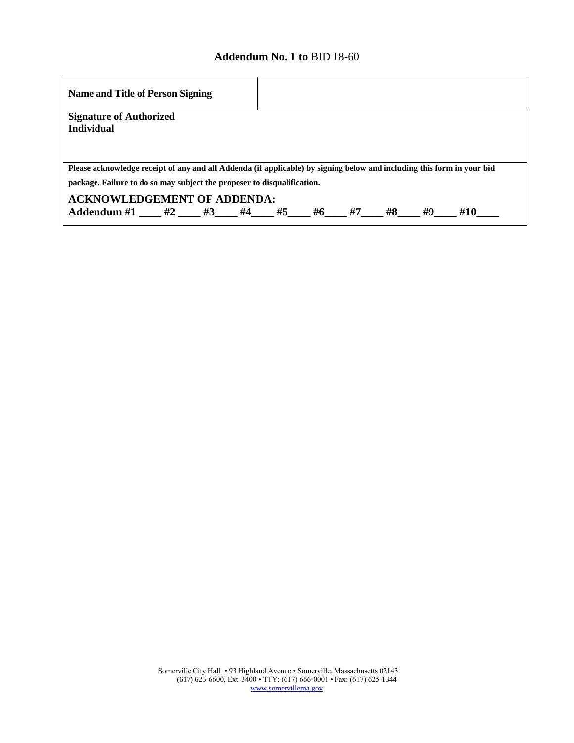**Addendum No. 1 to** BID 18-60

| | |
|---|---|
| **Name and Title of Person Signing** | |
| **Signature of Authorized Individual** | |

**Please acknowledge receipt of any and all Addenda (if applicable) by signing below and including this form in your bid package. Failure to do so may subject the proposer to disqualification.**

**ACKNOWLEDGEMENT OF ADDENDA:**

**Addendum #1 ____ #2 ____ #3____ #4____ #5____ #6____ #7____ #8____ #9____ #10____**

Somerville City Hall • 93 Highland Avenue • Somerville, Massachusetts 02143
(617) 625-6600, Ext. 3400 • TTY: (617) 666-0001 • Fax: (617) 625-1344
www.somervillema.gov